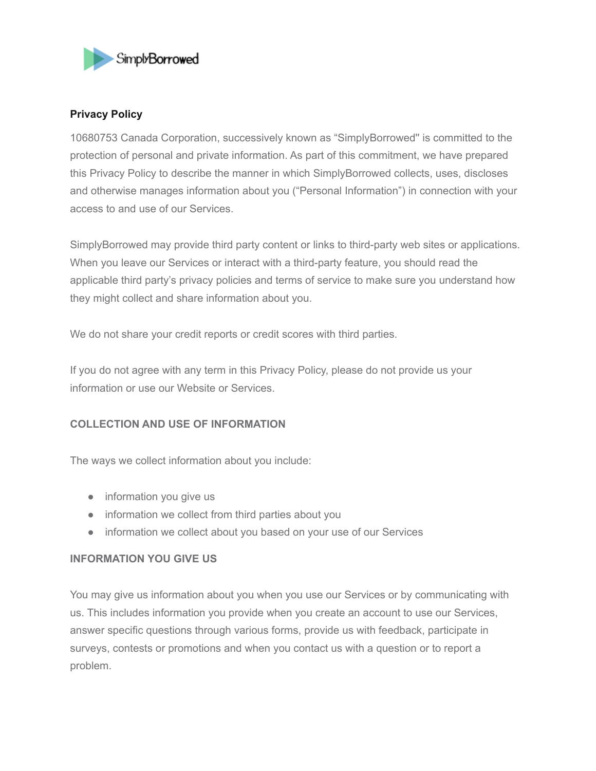**Privacy Policy**

10680753 Canada Corporation, successively known as "SimplyBorrowed" is committed to the protection of personal and private information. As part of this commitment, we have prepared this Privacy Policy to describe the manner in which SimplyBorrowed collects, uses, discloses and otherwise manages information about you ("Personal Information") in connection with your access to and use of our Services.

SimplyBorrowed may provide third party content or links to third-party web sites or applications. When you leave our Services or interact with a third-party feature, you should read the applicable third party's privacy policies and terms of service to make sure you understand how they might collect and share information about you.

We do not share your credit reports or credit scores with third parties.

If you do not agree with any term in this Privacy Policy, please do not provide us your information or use our Website or Services.

## COLLECTION AND USE OF INFORMATION

The ways we collect information about you include:

- information you give us
- information we collect from third parties about you
- information we collect about you based on your use of our Services

## INFORMATION YOU GIVE US

You may give us information about you when you use our Services or by communicating with us. This includes information you provide when you create an account to use our Services, answer specific questions through various forms, provide us with feedback, participate in surveys, contests or promotions and when you contact us with a question or to report a problem.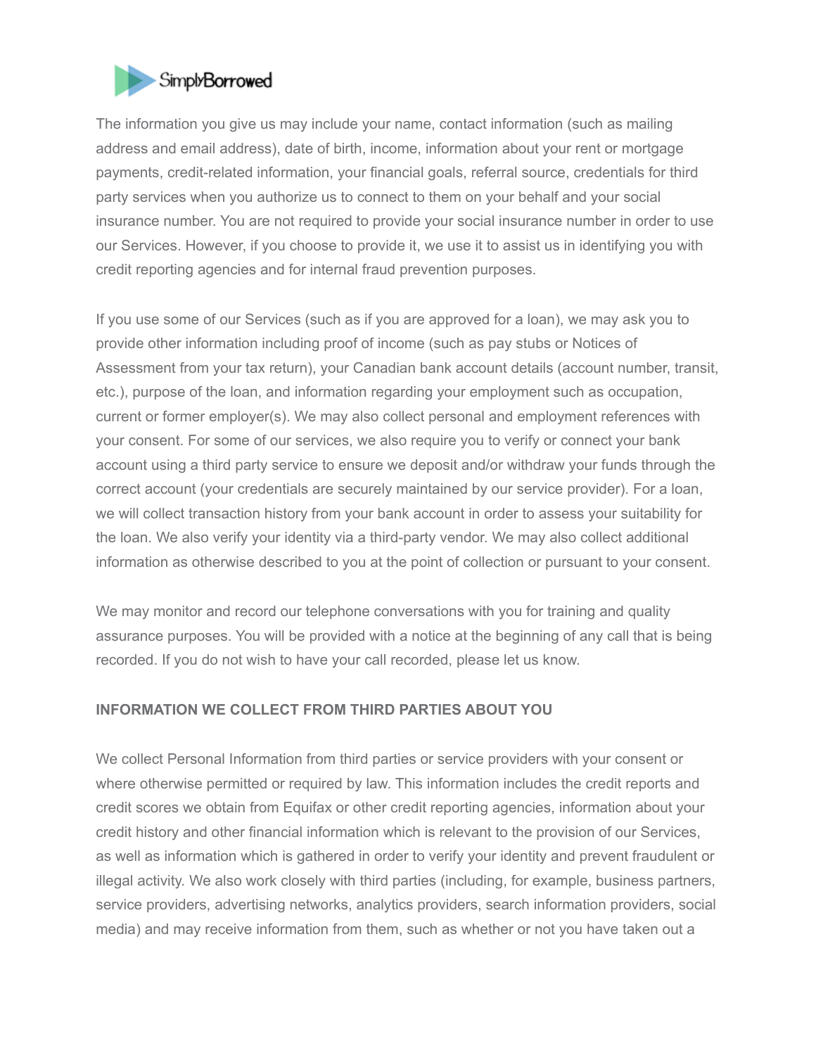The information you give us may include your name, contact information (such as mailing address and email address), date of birth, income, information about your rent or mortgage payments, credit-related information, your financial goals, referral source, credentials for third party services when you authorize us to connect to them on your behalf and your social insurance number. You are not required to provide your social insurance number in order to use our Services. However, if you choose to provide it, we use it to assist us in identifying you with credit reporting agencies and for internal fraud prevention purposes.

If you use some of our Services (such as if you are approved for a loan), we may ask you to provide other information including proof of income (such as pay stubs or Notices of Assessment from your tax return), your Canadian bank account details (account number, transit, etc.), purpose of the loan, and information regarding your employment such as occupation, current or former employer(s). We may also collect personal and employment references with your consent. For some of our services, we also require you to verify or connect your bank account using a third party service to ensure we deposit and/or withdraw your funds through the correct account (your credentials are securely maintained by our service provider). For a loan, we will collect transaction history from your bank account in order to assess your suitability for the loan. We also verify your identity via a third-party vendor. We may also collect additional information as otherwise described to you at the point of collection or pursuant to your consent.

We may monitor and record our telephone conversations with you for training and quality assurance purposes. You will be provided with a notice at the beginning of any call that is being recorded. If you do not wish to have your call recorded, please let us know.

**INFORMATION WE COLLECT FROM THIRD PARTIES ABOUT YOU**

We collect Personal Information from third parties or service providers with your consent or where otherwise permitted or required by law. This information includes the credit reports and credit scores we obtain from Equifax or other credit reporting agencies, information about your credit history and other financial information which is relevant to the provision of our Services, as well as information which is gathered in order to verify your identity and prevent fraudulent or illegal activity. We also work closely with third parties (including, for example, business partners, service providers, advertising networks, analytics providers, search information providers, social media) and may receive information from them, such as whether or not you have taken out a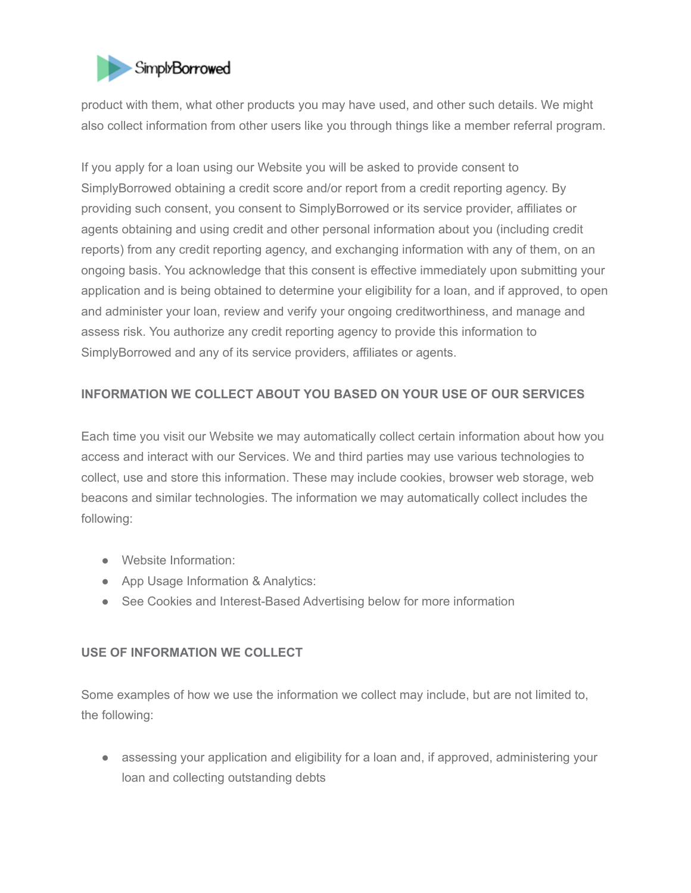product with them, what other products you may have used, and other such details. We might also collect information from other users like you through things like a member referral program.

If you apply for a loan using our Website you will be asked to provide consent to SimplyBorrowed obtaining a credit score and/or report from a credit reporting agency. By providing such consent, you consent to SimplyBorrowed or its service provider, affiliates or agents obtaining and using credit and other personal information about you (including credit reports) from any credit reporting agency, and exchanging information with any of them, on an ongoing basis. You acknowledge that this consent is effective immediately upon submitting your application and is being obtained to determine your eligibility for a loan, and if approved, to open and administer your loan, review and verify your ongoing creditworthiness, and manage and assess risk. You authorize any credit reporting agency to provide this information to SimplyBorrowed and any of its service providers, affiliates or agents.

### INFORMATION WE COLLECT ABOUT YOU BASED ON YOUR USE OF OUR SERVICES

Each time you visit our Website we may automatically collect certain information about how you access and interact with our Services. We and third parties may use various technologies to collect, use and store this information. These may include cookies, browser web storage, web beacons and similar technologies. The information we may automatically collect includes the following:

- Website Information:
- App Usage Information & Analytics:
- See Cookies and Interest-Based Advertising below for more information

### USE OF INFORMATION WE COLLECT

Some examples of how we use the information we collect may include, but are not limited to, the following:

- assessing your application and eligibility for a loan and, if approved, administering your loan and collecting outstanding debts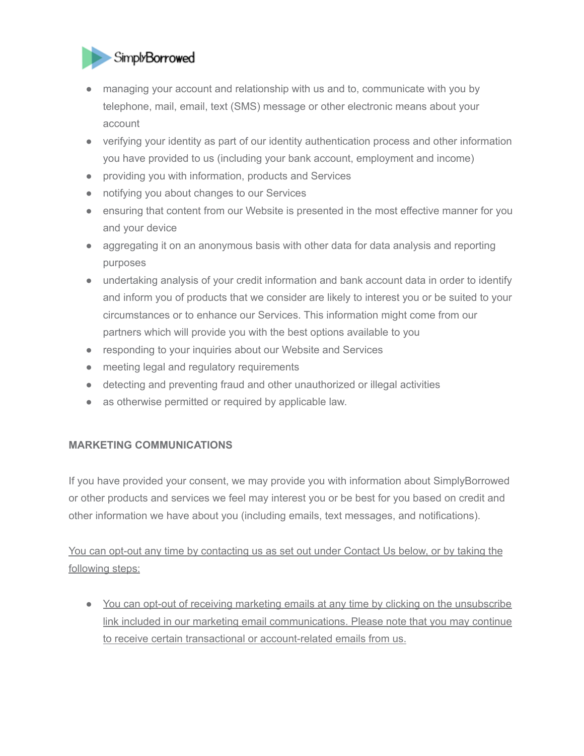- managing your account and relationship with us and to, communicate with you by telephone, mail, email, text (SMS) message or other electronic means about your account
- verifying your identity as part of our identity authentication process and other information you have provided to us (including your bank account, employment and income)
- providing you with information, products and Services
- notifying you about changes to our Services
- ensuring that content from our Website is presented in the most effective manner for you and your device
- aggregating it on an anonymous basis with other data for data analysis and reporting purposes
- undertaking analysis of your credit information and bank account data in order to identify and inform you of products that we consider are likely to interest you or be suited to your circumstances or to enhance our Services. This information might come from our partners which will provide you with the best options available to you
- responding to your inquiries about our Website and Services
- meeting legal and regulatory requirements
- detecting and preventing fraud and other unauthorized or illegal activities
- as otherwise permitted or required by applicable law.

**MARKETING COMMUNICATIONS**

If you have provided your consent, we may provide you with information about SimplyBorrowed or other products and services we feel may interest you or be best for you based on credit and other information we have about you (including emails, text messages, and notifications).

You can opt-out any time by contacting us as set out under Contact Us below, or by taking the following steps:

- You can opt-out of receiving marketing emails at any time by clicking on the unsubscribe link included in our marketing email communications. Please note that you may continue to receive certain transactional or account-related emails from us.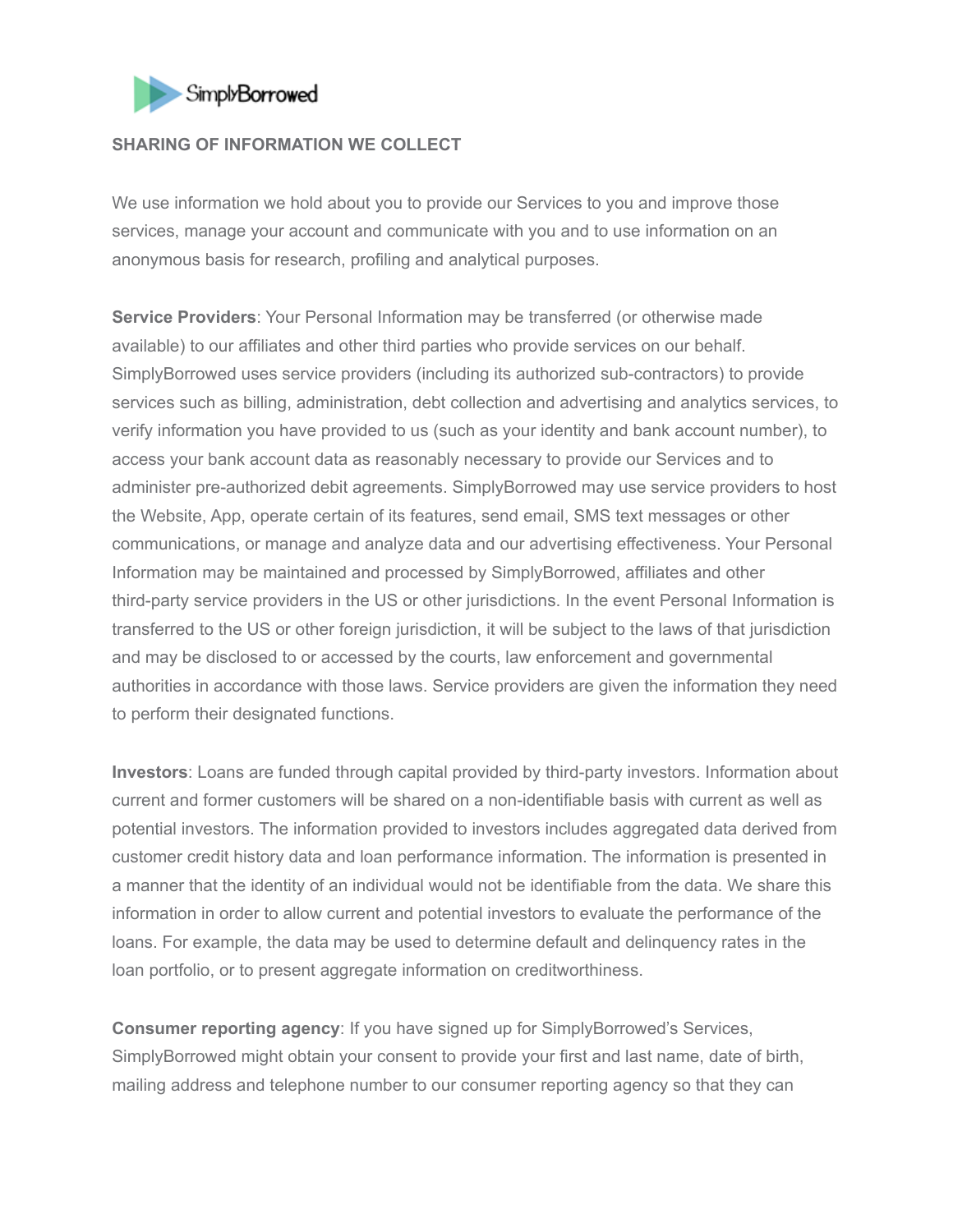## SHARING OF INFORMATION WE COLLECT

We use information we hold about you to provide our Services to you and improve those services, manage your account and communicate with you and to use information on an anonymous basis for research, profiling and analytical purposes.

**Service Providers**: Your Personal Information may be transferred (or otherwise made available) to our affiliates and other third parties who provide services on our behalf. SimplyBorrowed uses service providers (including its authorized sub-contractors) to provide services such as billing, administration, debt collection and advertising and analytics services, to verify information you have provided to us (such as your identity and bank account number), to access your bank account data as reasonably necessary to provide our Services and to administer pre-authorized debit agreements. SimplyBorrowed may use service providers to host the Website, App, operate certain of its features, send email, SMS text messages or other communications, or manage and analyze data and our advertising effectiveness. Your Personal Information may be maintained and processed by SimplyBorrowed, affiliates and other third-party service providers in the US or other jurisdictions. In the event Personal Information is transferred to the US or other foreign jurisdiction, it will be subject to the laws of that jurisdiction and may be disclosed to or accessed by the courts, law enforcement and governmental authorities in accordance with those laws. Service providers are given the information they need to perform their designated functions.

**Investors**: Loans are funded through capital provided by third-party investors. Information about current and former customers will be shared on a non-identifiable basis with current as well as potential investors. The information provided to investors includes aggregated data derived from customer credit history data and loan performance information. The information is presented in a manner that the identity of an individual would not be identifiable from the data. We share this information in order to allow current and potential investors to evaluate the performance of the loans. For example, the data may be used to determine default and delinquency rates in the loan portfolio, or to present aggregate information on creditworthiness.

**Consumer reporting agency**: If you have signed up for SimplyBorrowed's Services, SimplyBorrowed might obtain your consent to provide your first and last name, date of birth, mailing address and telephone number to our consumer reporting agency so that they can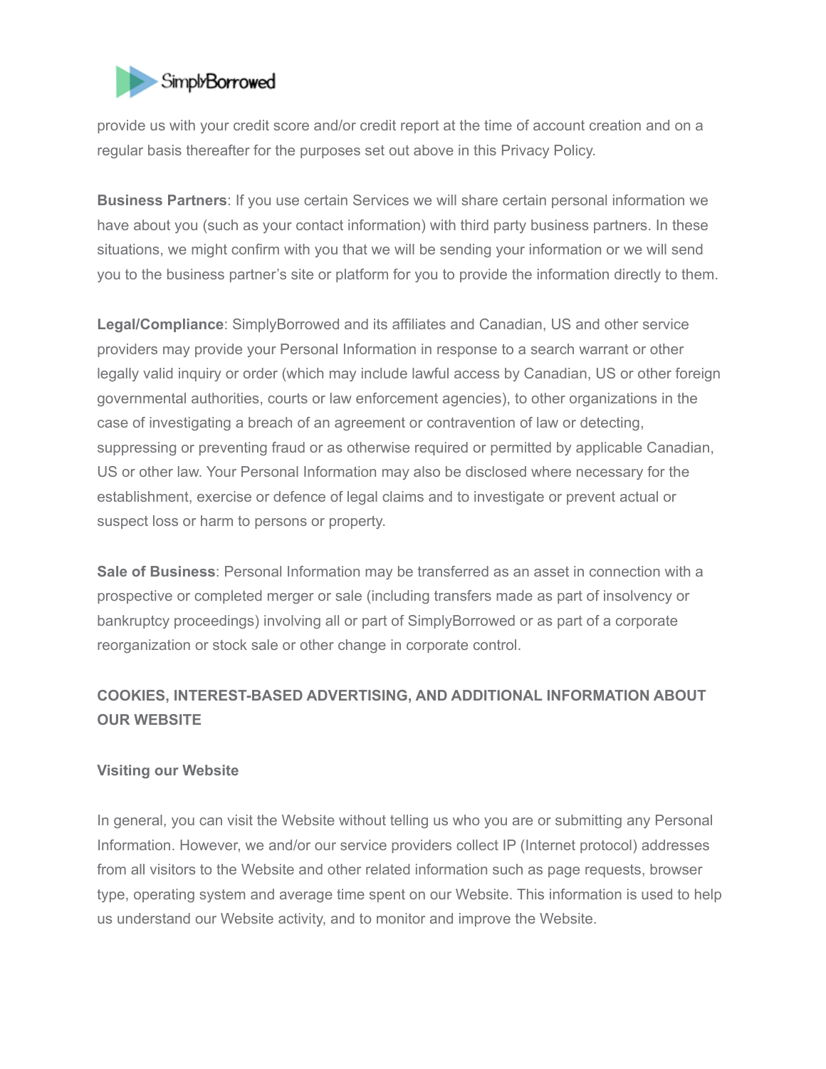provide us with your credit score and/or credit report at the time of account creation and on a regular basis thereafter for the purposes set out above in this Privacy Policy.

**Business Partners**: If you use certain Services we will share certain personal information we have about you (such as your contact information) with third party business partners. In these situations, we might confirm with you that we will be sending your information or we will send you to the business partner's site or platform for you to provide the information directly to them.

**Legal/Compliance**: SimplyBorrowed and its affiliates and Canadian, US and other service providers may provide your Personal Information in response to a search warrant or other legally valid inquiry or order (which may include lawful access by Canadian, US or other foreign governmental authorities, courts or law enforcement agencies), to other organizations in the case of investigating a breach of an agreement or contravention of law or detecting, suppressing or preventing fraud or as otherwise required or permitted by applicable Canadian, US or other law. Your Personal Information may also be disclosed where necessary for the establishment, exercise or defence of legal claims and to investigate or prevent actual or suspect loss or harm to persons or property.

**Sale of Business**: Personal Information may be transferred as an asset in connection with a prospective or completed merger or sale (including transfers made as part of insolvency or bankruptcy proceedings) involving all or part of SimplyBorrowed or as part of a corporate reorganization or stock sale or other change in corporate control.

## COOKIES, INTEREST-BASED ADVERTISING, AND ADDITIONAL INFORMATION ABOUT OUR WEBSITE

### Visiting our Website

In general, you can visit the Website without telling us who you are or submitting any Personal Information. However, we and/or our service providers collect IP (Internet protocol) addresses from all visitors to the Website and other related information such as page requests, browser type, operating system and average time spent on our Website. This information is used to help us understand our Website activity, and to monitor and improve the Website.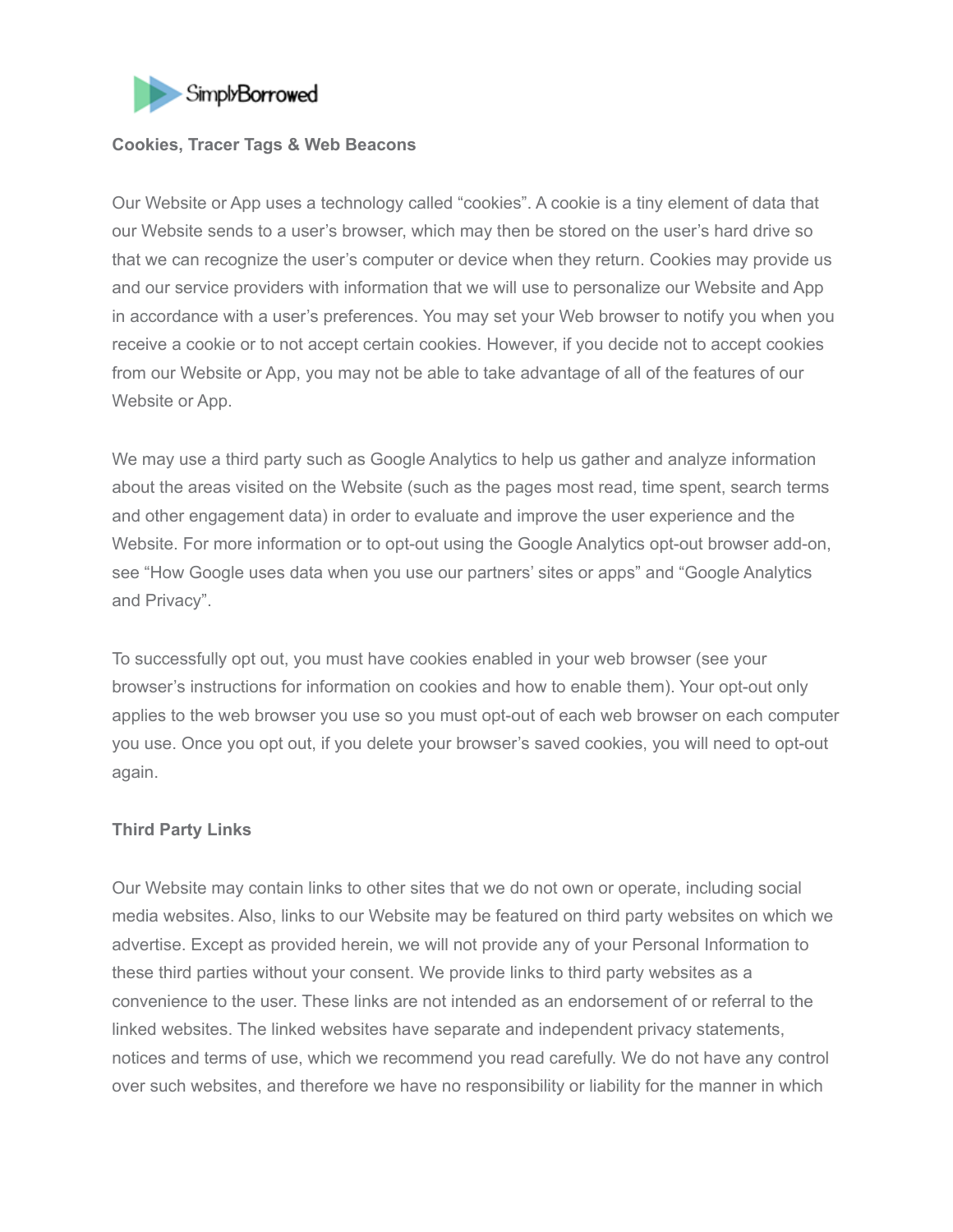**Cookies, Tracer Tags & Web Beacons**

Our Website or App uses a technology called “cookies”. A cookie is a tiny element of data that our Website sends to a user’s browser, which may then be stored on the user’s hard drive so that we can recognize the user’s computer or device when they return. Cookies may provide us and our service providers with information that we will use to personalize our Website and App in accordance with a user’s preferences. You may set your Web browser to notify you when you receive a cookie or to not accept certain cookies. However, if you decide not to accept cookies from our Website or App, you may not be able to take advantage of all of the features of our Website or App.

We may use a third party such as Google Analytics to help us gather and analyze information about the areas visited on the Website (such as the pages most read, time spent, search terms and other engagement data) in order to evaluate and improve the user experience and the Website. For more information or to opt-out using the Google Analytics opt-out browser add-on, see “How Google uses data when you use our partners’ sites or apps” and “Google Analytics and Privacy”.

To successfully opt out, you must have cookies enabled in your web browser (see your browser’s instructions for information on cookies and how to enable them). Your opt-out only applies to the web browser you use so you must opt-out of each web browser on each computer you use. Once you opt out, if you delete your browser’s saved cookies, you will need to opt-out again.

**Third Party Links**

Our Website may contain links to other sites that we do not own or operate, including social media websites. Also, links to our Website may be featured on third party websites on which we advertise. Except as provided herein, we will not provide any of your Personal Information to these third parties without your consent. We provide links to third party websites as a convenience to the user. These links are not intended as an endorsement of or referral to the linked websites. The linked websites have separate and independent privacy statements, notices and terms of use, which we recommend you read carefully. We do not have any control over such websites, and therefore we have no responsibility or liability for the manner in which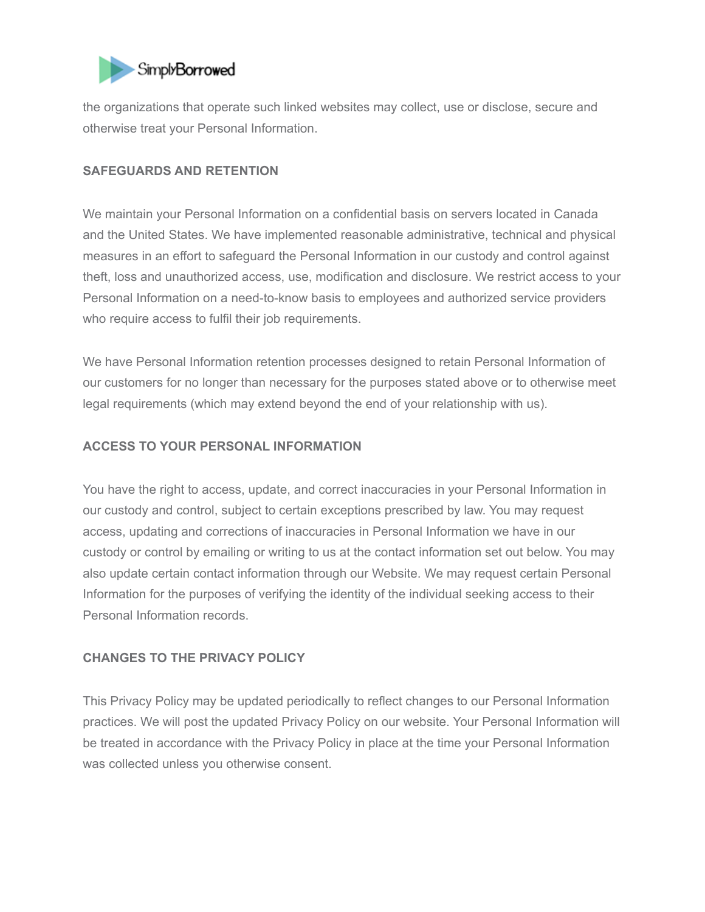the organizations that operate such linked websites may collect, use or disclose, secure and otherwise treat your Personal Information.

## SAFEGUARDS AND RETENTION

We maintain your Personal Information on a confidential basis on servers located in Canada and the United States. We have implemented reasonable administrative, technical and physical measures in an effort to safeguard the Personal Information in our custody and control against theft, loss and unauthorized access, use, modification and disclosure. We restrict access to your Personal Information on a need-to-know basis to employees and authorized service providers who require access to fulfil their job requirements.

We have Personal Information retention processes designed to retain Personal Information of our customers for no longer than necessary for the purposes stated above or to otherwise meet legal requirements (which may extend beyond the end of your relationship with us).

## ACCESS TO YOUR PERSONAL INFORMATION

You have the right to access, update, and correct inaccuracies in your Personal Information in our custody and control, subject to certain exceptions prescribed by law. You may request access, updating and corrections of inaccuracies in Personal Information we have in our custody or control by emailing or writing to us at the contact information set out below. You may also update certain contact information through our Website. We may request certain Personal Information for the purposes of verifying the identity of the individual seeking access to their Personal Information records.

## CHANGES TO THE PRIVACY POLICY

This Privacy Policy may be updated periodically to reflect changes to our Personal Information practices. We will post the updated Privacy Policy on our website. Your Personal Information will be treated in accordance with the Privacy Policy in place at the time your Personal Information was collected unless you otherwise consent.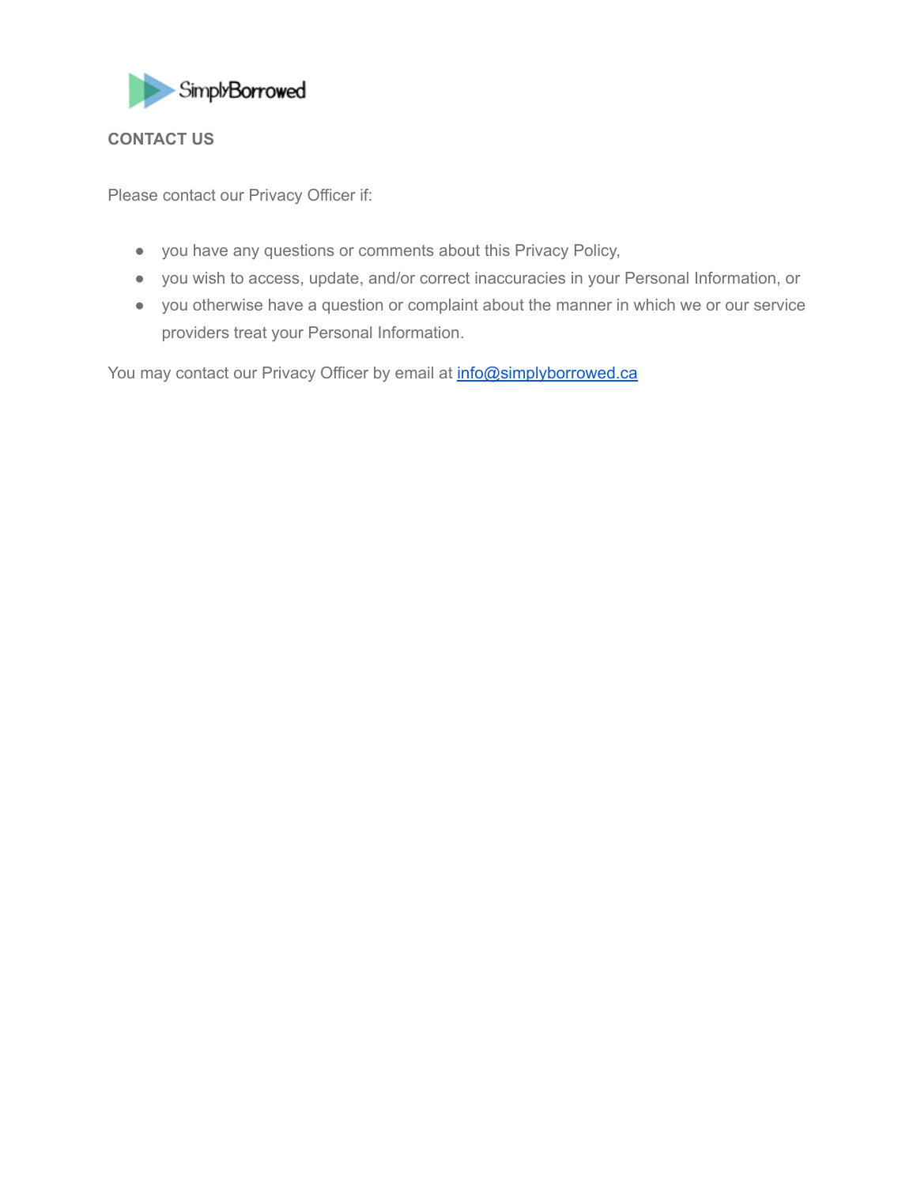## CONTACT US

Please contact our Privacy Officer if:

- you have any questions or comments about this Privacy Policy,
- you wish to access, update, and/or correct inaccuracies in your Personal Information, or
- you otherwise have a question or complaint about the manner in which we or our service providers treat your Personal Information.

You may contact our Privacy Officer by email at info@simplyborrowed.ca